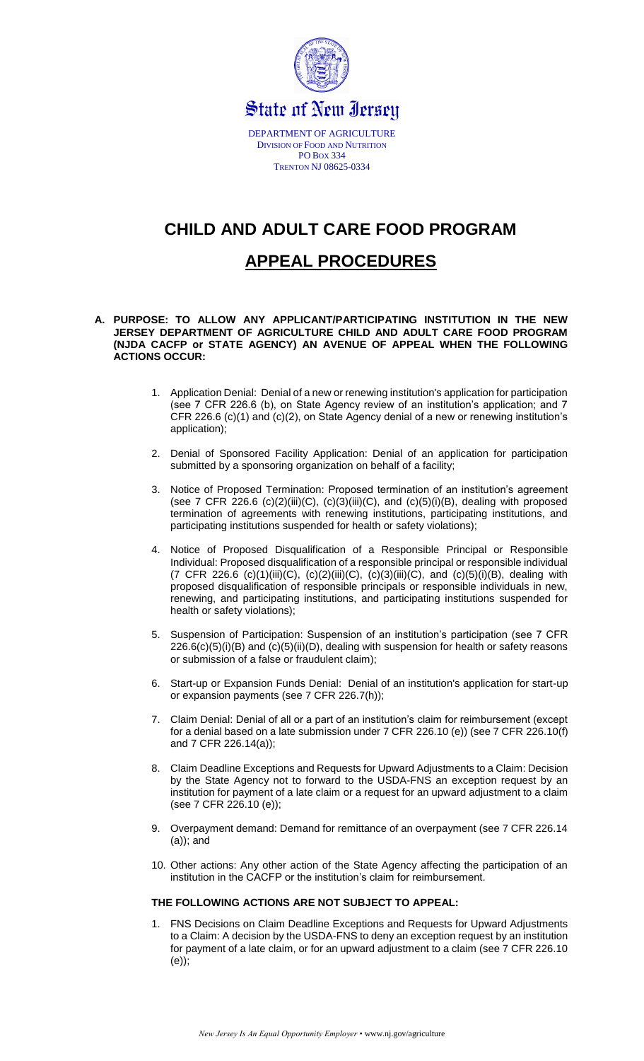State of New Jersey

DEPARTMENT OF AGRICULTURE
DIVISION OF FOOD AND NUTRITION
PO BOX 334
TRENTON NJ 08625-0334

# CHILD AND ADULT CARE FOOD PROGRAM

# APPEAL PROCEDURES

**A. PURPOSE: TO ALLOW ANY APPLICANT/PARTICIPATING INSTITUTION IN THE NEW JERSEY DEPARTMENT OF AGRICULTURE CHILD AND ADULT CARE FOOD PROGRAM (NJDA CACFP or STATE AGENCY) AN AVENUE OF APPEAL WHEN THE FOLLOWING ACTIONS OCCUR:**

1. Application Denial: Denial of a new or renewing institution's application for participation (see 7 CFR 226.6 (b), on State Agency review of an institution's application; and 7 CFR 226.6 (c)(1) and (c)(2), on State Agency denial of a new or renewing institution's application);

2. Denial of Sponsored Facility Application: Denial of an application for participation submitted by a sponsoring organization on behalf of a facility;

3. Notice of Proposed Termination: Proposed termination of an institution's agreement (see 7 CFR 226.6 (c)(2)(iii)(C), (c)(3)(iii)(C), and (c)(5)(i)(B), dealing with proposed termination of agreements with renewing institutions, participating institutions, and participating institutions suspended for health or safety violations);

4. Notice of Proposed Disqualification of a Responsible Principal or Responsible Individual: Proposed disqualification of a responsible principal or responsible individual (7 CFR 226.6 (c)(1)(iii)(C), (c)(2)(iii)(C), (c)(3)(iii)(C), and (c)(5)(i)(B), dealing with proposed disqualification of responsible principals or responsible individuals in new, renewing, and participating institutions, and participating institutions suspended for health or safety violations);

5. Suspension of Participation: Suspension of an institution's participation (see 7 CFR 226.6(c)(5)(i)(B) and (c)(5)(ii)(D), dealing with suspension for health or safety reasons or submission of a false or fraudulent claim);

6. Start-up or Expansion Funds Denial: Denial of an institution's application for start-up or expansion payments (see 7 CFR 226.7(h));

7. Claim Denial: Denial of all or a part of an institution's claim for reimbursement (except for a denial based on a late submission under 7 CFR 226.10 (e)) (see 7 CFR 226.10(f) and 7 CFR 226.14(a));

8. Claim Deadline Exceptions and Requests for Upward Adjustments to a Claim: Decision by the State Agency not to forward to the USDA-FNS an exception request by an institution for payment of a late claim or a request for an upward adjustment to a claim (see 7 CFR 226.10 (e));

9. Overpayment demand: Demand for remittance of an overpayment (see 7 CFR 226.14 (a)); and

10. Other actions: Any other action of the State Agency affecting the participation of an institution in the CACFP or the institution's claim for reimbursement.

**THE FOLLOWING ACTIONS ARE NOT SUBJECT TO APPEAL:**

1. FNS Decisions on Claim Deadline Exceptions and Requests for Upward Adjustments to a Claim: A decision by the USDA-FNS to deny an exception request by an institution for payment of a late claim, or for an upward adjustment to a claim (see 7 CFR 226.10 (e));

*New Jersey Is An Equal Opportunity Employer* • www.nj.gov/agriculture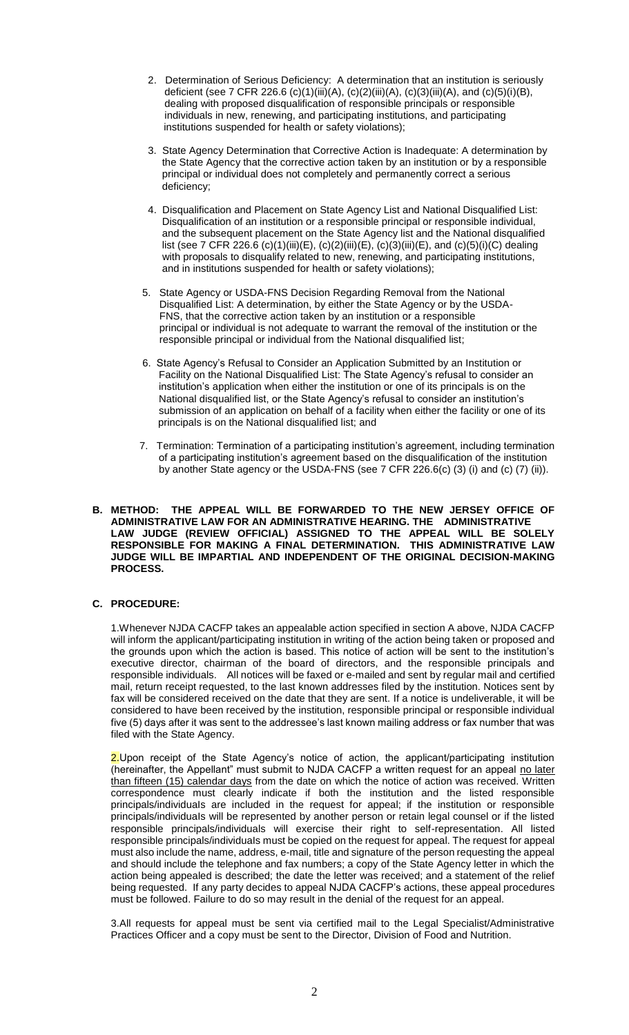2. Determination of Serious Deficiency: A determination that an institution is seriously deficient (see 7 CFR 226.6 (c)(1)(iii)(A), (c)(2)(iii)(A), (c)(3)(iii)(A), and (c)(5)(i)(B), dealing with proposed disqualification of responsible principals or responsible individuals in new, renewing, and participating institutions, and participating institutions suspended for health or safety violations);

3. State Agency Determination that Corrective Action is Inadequate: A determination by the State Agency that the corrective action taken by an institution or by a responsible principal or individual does not completely and permanently correct a serious deficiency;

4. Disqualification and Placement on State Agency List and National Disqualified List: Disqualification of an institution or a responsible principal or responsible individual, and the subsequent placement on the State Agency list and the National disqualified list (see 7 CFR 226.6 (c)(1)(iii)(E), (c)(2)(iii)(E), (c)(3)(iii)(E), and (c)(5)(i)(C) dealing with proposals to disqualify related to new, renewing, and participating institutions, and in institutions suspended for health or safety violations);

5. State Agency or USDA-FNS Decision Regarding Removal from the National Disqualified List: A determination, by either the State Agency or by the USDA-FNS, that the corrective action taken by an institution or a responsible principal or individual is not adequate to warrant the removal of the institution or the responsible principal or individual from the National disqualified list;

6. State Agency's Refusal to Consider an Application Submitted by an Institution or Facility on the National Disqualified List: The State Agency's refusal to consider an institution's application when either the institution or one of its principals is on the National disqualified list, or the State Agency's refusal to consider an institution's submission of an application on behalf of a facility when either the facility or one of its principals is on the National disqualified list; and

7. Termination: Termination of a participating institution's agreement, including termination of a participating institution's agreement based on the disqualification of the institution by another State agency or the USDA-FNS (see 7 CFR 226.6(c) (3) (i) and (c) (7) (ii)).

**B. METHOD: THE APPEAL WILL BE FORWARDED TO THE NEW JERSEY OFFICE OF ADMINISTRATIVE LAW FOR AN ADMINISTRATIVE HEARING. THE ADMINISTRATIVE LAW JUDGE (REVIEW OFFICIAL) ASSIGNED TO THE APPEAL WILL BE SOLELY RESPONSIBLE FOR MAKING A FINAL DETERMINATION. THIS ADMINISTRATIVE LAW JUDGE WILL BE IMPARTIAL AND INDEPENDENT OF THE ORIGINAL DECISION-MAKING PROCESS.**

**C. PROCEDURE:**

1. Whenever NJDA CACFP takes an appealable action specified in section A above, NJDA CACFP will inform the applicant/participating institution in writing of the action being taken or proposed and the grounds upon which the action is based. This notice of action will be sent to the institution's executive director, chairman of the board of directors, and the responsible principals and responsible individuals. All notices will be faxed or e-mailed and sent by regular mail and certified mail, return receipt requested, to the last known addresses filed by the institution. Notices sent by fax will be considered received on the date that they are sent. If a notice is undeliverable, it will be considered to have been received by the institution, responsible principal or responsible individual five (5) days after it was sent to the addressee's last known mailing address or fax number that was filed with the State Agency.

2. Upon receipt of the State Agency's notice of action, the applicant/participating institution (hereinafter, the Appellant" must submit to NJDA CACFP a written request for an appeal no later than fifteen (15) calendar days from the date on which the notice of action was received. Written correspondence must clearly indicate if both the institution and the listed responsible principals/individuals are included in the request for appeal; if the institution or responsible principals/individuals will be represented by another person or retain legal counsel or if the listed responsible principals/individuals will exercise their right to self-representation. All listed responsible principals/individuals must be copied on the request for appeal. The request for appeal must also include the name, address, e-mail, title and signature of the person requesting the appeal and should include the telephone and fax numbers; a copy of the State Agency letter in which the action being appealed is described; the date the letter was received; and a statement of the relief being requested. If any party decides to appeal NJDA CACFP's actions, these appeal procedures must be followed. Failure to do so may result in the denial of the request for an appeal.

3. All requests for appeal must be sent via certified mail to the Legal Specialist/Administrative Practices Officer and a copy must be sent to the Director, Division of Food and Nutrition.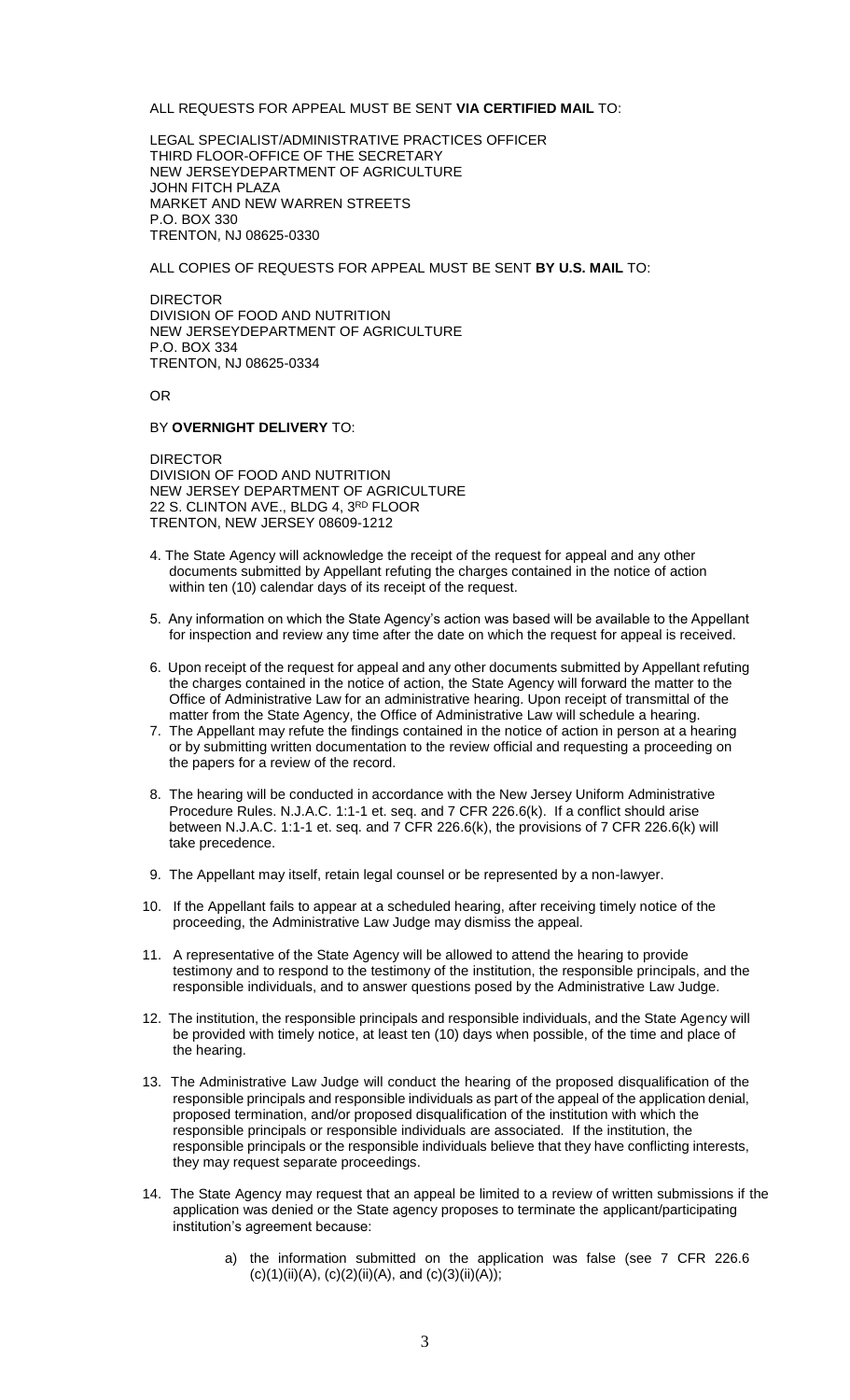ALL REQUESTS FOR APPEAL MUST BE SENT **VIA CERTIFIED MAIL** TO:

LEGAL SPECIALIST/ADMINISTRATIVE PRACTICES OFFICER
THIRD FLOOR-OFFICE OF THE SECRETARY
NEW JERSEYDEPARTMENT OF AGRICULTURE
JOHN FITCH PLAZA
MARKET AND NEW WARREN STREETS
P.O. BOX 330
TRENTON, NJ 08625-0330

ALL COPIES OF REQUESTS FOR APPEAL MUST BE SENT **BY U.S. MAIL** TO:

DIRECTOR
DIVISION OF FOOD AND NUTRITION
NEW JERSEYDEPARTMENT OF AGRICULTURE
P.O. BOX 334
TRENTON, NJ 08625-0334

OR

BY **OVERNIGHT DELIVERY** TO:

DIRECTOR
DIVISION OF FOOD AND NUTRITION
NEW JERSEY DEPARTMENT OF AGRICULTURE
22 S. CLINTON AVE., BLDG 4, 3RD FLOOR
TRENTON, NEW JERSEY 08609-1212

4. The State Agency will acknowledge the receipt of the request for appeal and any other documents submitted by Appellant refuting the charges contained in the notice of action within ten (10) calendar days of its receipt of the request.

5. Any information on which the State Agency's action was based will be available to the Appellant for inspection and review any time after the date on which the request for appeal is received.

6. Upon receipt of the request for appeal and any other documents submitted by Appellant refuting the charges contained in the notice of action, the State Agency will forward the matter to the Office of Administrative Law for an administrative hearing. Upon receipt of transmittal of the matter from the State Agency, the Office of Administrative Law will schedule a hearing.

7. The Appellant may refute the findings contained in the notice of action in person at a hearing or by submitting written documentation to the review official and requesting a proceeding on the papers for a review of the record.

8. The hearing will be conducted in accordance with the New Jersey Uniform Administrative Procedure Rules. N.J.A.C. 1:1-1 et. seq. and 7 CFR 226.6(k). If a conflict should arise between N.J.A.C. 1:1-1 et. seq. and 7 CFR 226.6(k), the provisions of 7 CFR 226.6(k) will take precedence.

9. The Appellant may itself, retain legal counsel or be represented by a non-lawyer.

10. If the Appellant fails to appear at a scheduled hearing, after receiving timely notice of the proceeding, the Administrative Law Judge may dismiss the appeal.

11. A representative of the State Agency will be allowed to attend the hearing to provide testimony and to respond to the testimony of the institution, the responsible principals, and the responsible individuals, and to answer questions posed by the Administrative Law Judge.

12. The institution, the responsible principals and responsible individuals, and the State Agency will be provided with timely notice, at least ten (10) days when possible, of the time and place of the hearing.

13. The Administrative Law Judge will conduct the hearing of the proposed disqualification of the responsible principals and responsible individuals as part of the appeal of the application denial, proposed termination, and/or proposed disqualification of the institution with which the responsible principals or responsible individuals are associated. If the institution, the responsible principals or the responsible individuals believe that they have conflicting interests, they may request separate proceedings.

14. The State Agency may request that an appeal be limited to a review of written submissions if the application was denied or the State agency proposes to terminate the applicant/participating institution's agreement because:

    a) the information submitted on the application was false (see 7 CFR 226.6 (c)(1)(ii)(A), (c)(2)(ii)(A), and (c)(3)(ii)(A));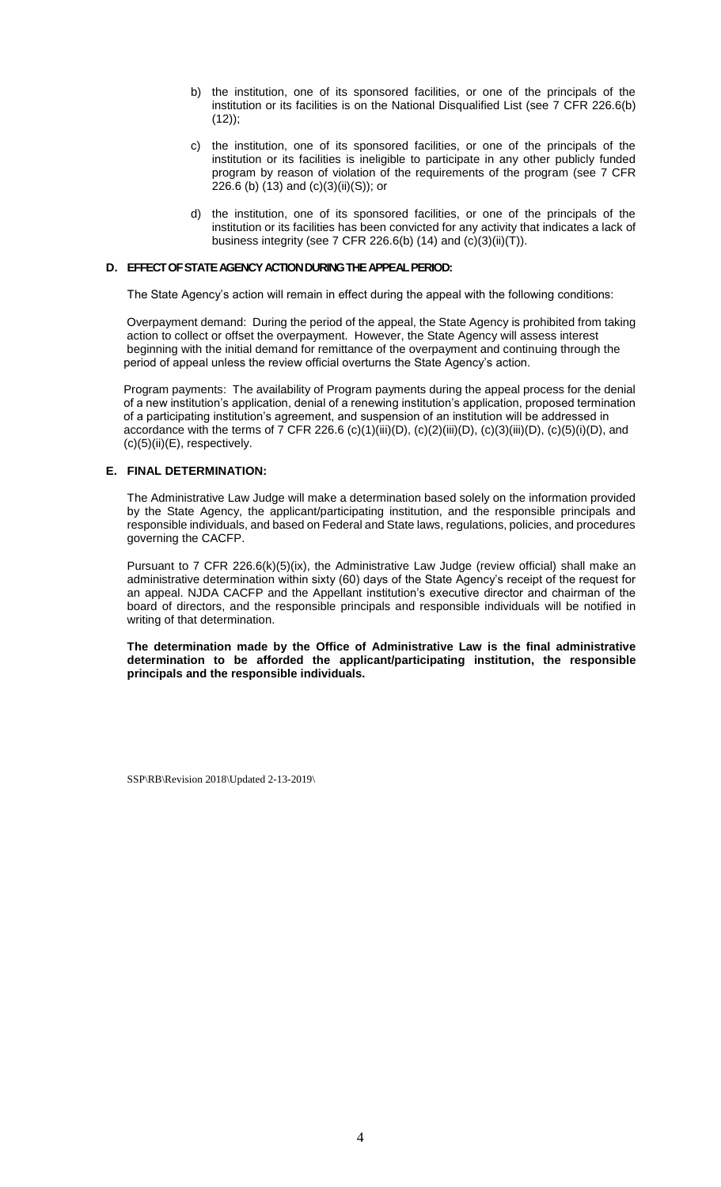b) the institution, one of its sponsored facilities, or one of the principals of the institution or its facilities is on the National Disqualified List (see 7 CFR 226.6(b)(12));

c) the institution, one of its sponsored facilities, or one of the principals of the institution or its facilities is ineligible to participate in any other publicly funded program by reason of violation of the requirements of the program (see 7 CFR 226.6 (b) (13) and (c)(3)(ii)(S)); or

d) the institution, one of its sponsored facilities, or one of the principals of the institution or its facilities has been convicted for any activity that indicates a lack of business integrity (see 7 CFR 226.6(b) (14) and (c)(3)(ii)(T)).

## D. EFFECT OF STATE AGENCY ACTION DURING THE APPEAL PERIOD:

The State Agency's action will remain in effect during the appeal with the following conditions:

Overpayment demand: During the period of the appeal, the State Agency is prohibited from taking action to collect or offset the overpayment. However, the State Agency will assess interest beginning with the initial demand for remittance of the overpayment and continuing through the period of appeal unless the review official overturns the State Agency's action.

Program payments: The availability of Program payments during the appeal process for the denial of a new institution's application, denial of a renewing institution's application, proposed termination of a participating institution's agreement, and suspension of an institution will be addressed in accordance with the terms of 7 CFR 226.6 (c)(1)(iii)(D), (c)(2)(iii)(D), (c)(3)(iii)(D), (c)(5)(i)(D), and (c)(5)(ii)(E), respectively.

## E. FINAL DETERMINATION:

The Administrative Law Judge will make a determination based solely on the information provided by the State Agency, the applicant/participating institution, and the responsible principals and responsible individuals, and based on Federal and State laws, regulations, policies, and procedures governing the CACFP.

Pursuant to 7 CFR 226.6(k)(5)(ix), the Administrative Law Judge (review official) shall make an administrative determination within sixty (60) days of the State Agency's receipt of the request for an appeal. NJDA CACFP and the Appellant institution's executive director and chairman of the board of directors, and the responsible principals and responsible individuals will be notified in writing of that determination.

**The determination made by the Office of Administrative Law is the final administrative determination to be afforded the applicant/participating institution, the responsible principals and the responsible individuals.**

SSP\RB\Revision 2018\Updated 2-13-2019\